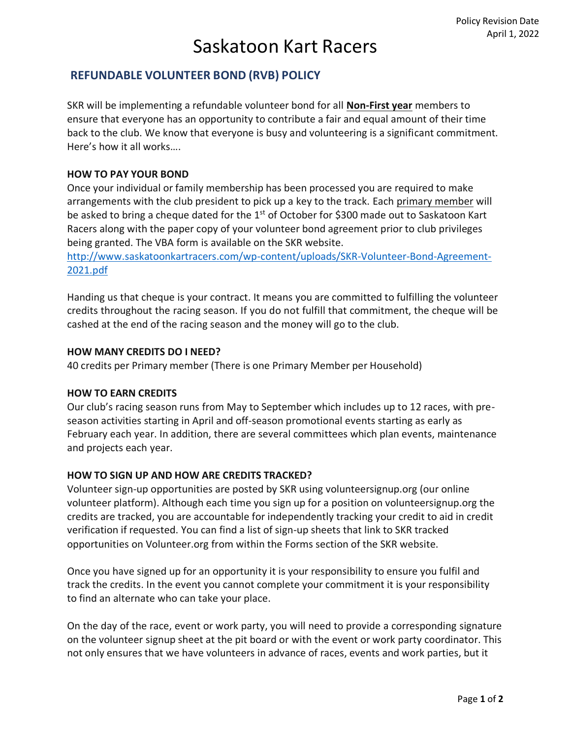Policy Revision Date
April 1, 2022

# Saskatoon Kart Racers

## REFUNDABLE VOLUNTEER BOND (RVB) POLICY

SKR will be implementing a refundable volunteer bond for all **Non-First year** members to ensure that everyone has an opportunity to contribute a fair and equal amount of their time back to the club. We know that everyone is busy and volunteering is a significant commitment. Here's how it all works….

### HOW TO PAY YOUR BOND

Once your individual or family membership has been processed you are required to make arrangements with the club president to pick up a key to the track. Each primary member will be asked to bring a cheque dated for the 1st of October for $300 made out to Saskatoon Kart Racers along with the paper copy of your volunteer bond agreement prior to club privileges being granted. The VBA form is available on the SKR website.
http://www.saskatoonkartracers.com/wp-content/uploads/SKR-Volunteer-Bond-Agreement-2021.pdf

Handing us that cheque is your contract. It means you are committed to fulfilling the volunteer credits throughout the racing season. If you do not fulfill that commitment, the cheque will be cashed at the end of the racing season and the money will go to the club.

### HOW MANY CREDITS DO I NEED?

40 credits per Primary member (There is one Primary Member per Household)

### HOW TO EARN CREDITS

Our club's racing season runs from May to September which includes up to 12 races, with pre-season activities starting in April and off-season promotional events starting as early as February each year. In addition, there are several committees which plan events, maintenance and projects each year.

### HOW TO SIGN UP AND HOW ARE CREDITS TRACKED?

Volunteer sign-up opportunities are posted by SKR using volunteersignup.org (our online volunteer platform). Although each time you sign up for a position on volunteersignup.org the credits are tracked, you are accountable for independently tracking your credit to aid in credit verification if requested. You can find a list of sign-up sheets that link to SKR tracked opportunities on Volunteer.org from within the Forms section of the SKR website.

Once you have signed up for an opportunity it is your responsibility to ensure you fulfil and track the credits. In the event you cannot complete your commitment it is your responsibility to find an alternate who can take your place.

On the day of the race, event or work party, you will need to provide a corresponding signature on the volunteer signup sheet at the pit board or with the event or work party coordinator. This not only ensures that we have volunteers in advance of races, events and work parties, but it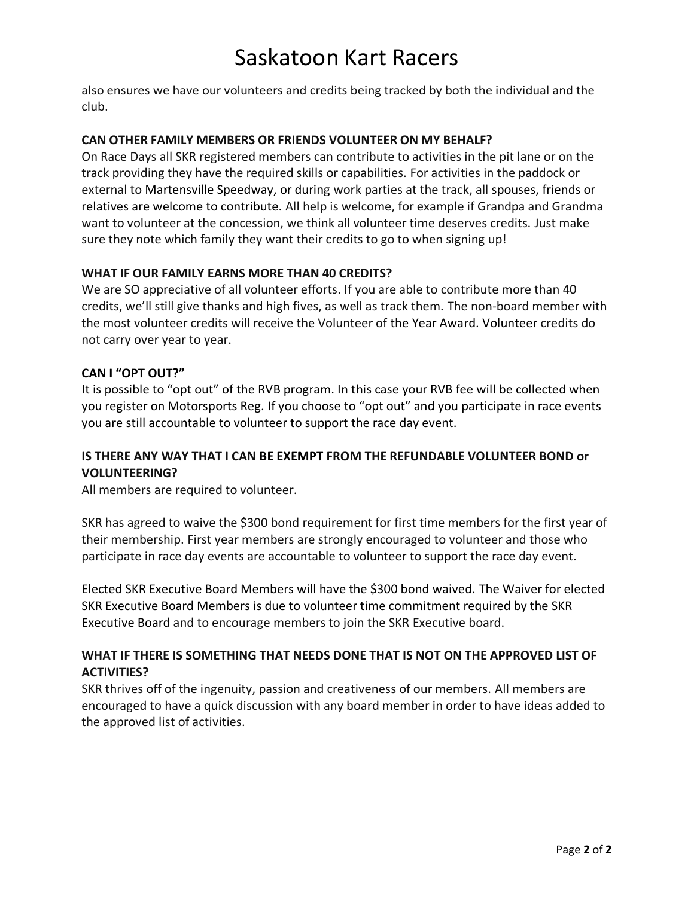also ensures we have our volunteers and credits being tracked by both the individual and the club.

**CAN OTHER FAMILY MEMBERS OR FRIENDS VOLUNTEER ON MY BEHALF?**

On Race Days all SKR registered members can contribute to activities in the pit lane or on the track providing they have the required skills or capabilities. For activities in the paddock or external to Martensville Speedway, or during work parties at the track, all spouses, friends or relatives are welcome to contribute. All help is welcome, for example if Grandpa and Grandma want to volunteer at the concession, we think all volunteer time deserves credits. Just make sure they note which family they want their credits to go to when signing up!

**WHAT IF OUR FAMILY EARNS MORE THAN 40 CREDITS?**

We are SO appreciative of all volunteer efforts. If you are able to contribute more than 40 credits, we'll still give thanks and high fives, as well as track them. The non-board member with the most volunteer credits will receive the Volunteer of the Year Award. Volunteer credits do not carry over year to year.

**CAN I "OPT OUT?"**

It is possible to "opt out" of the RVB program. In this case your RVB fee will be collected when you register on Motorsports Reg. If you choose to "opt out" and you participate in race events you are still accountable to volunteer to support the race day event.

**IS THERE ANY WAY THAT I CAN BE EXEMPT FROM THE REFUNDABLE VOLUNTEER BOND or VOLUNTEERING?**

All members are required to volunteer.

SKR has agreed to waive the $300 bond requirement for first time members for the first year of their membership. First year members are strongly encouraged to volunteer and those who participate in race day events are accountable to volunteer to support the race day event.

Elected SKR Executive Board Members will have the $300 bond waived. The Waiver for elected SKR Executive Board Members is due to volunteer time commitment required by the SKR Executive Board and to encourage members to join the SKR Executive board.

**WHAT IF THERE IS SOMETHING THAT NEEDS DONE THAT IS NOT ON THE APPROVED LIST OF ACTIVITIES?**

SKR thrives off of the ingenuity, passion and creativeness of our members. All members are encouraged to have a quick discussion with any board member in order to have ideas added to the approved list of activities.